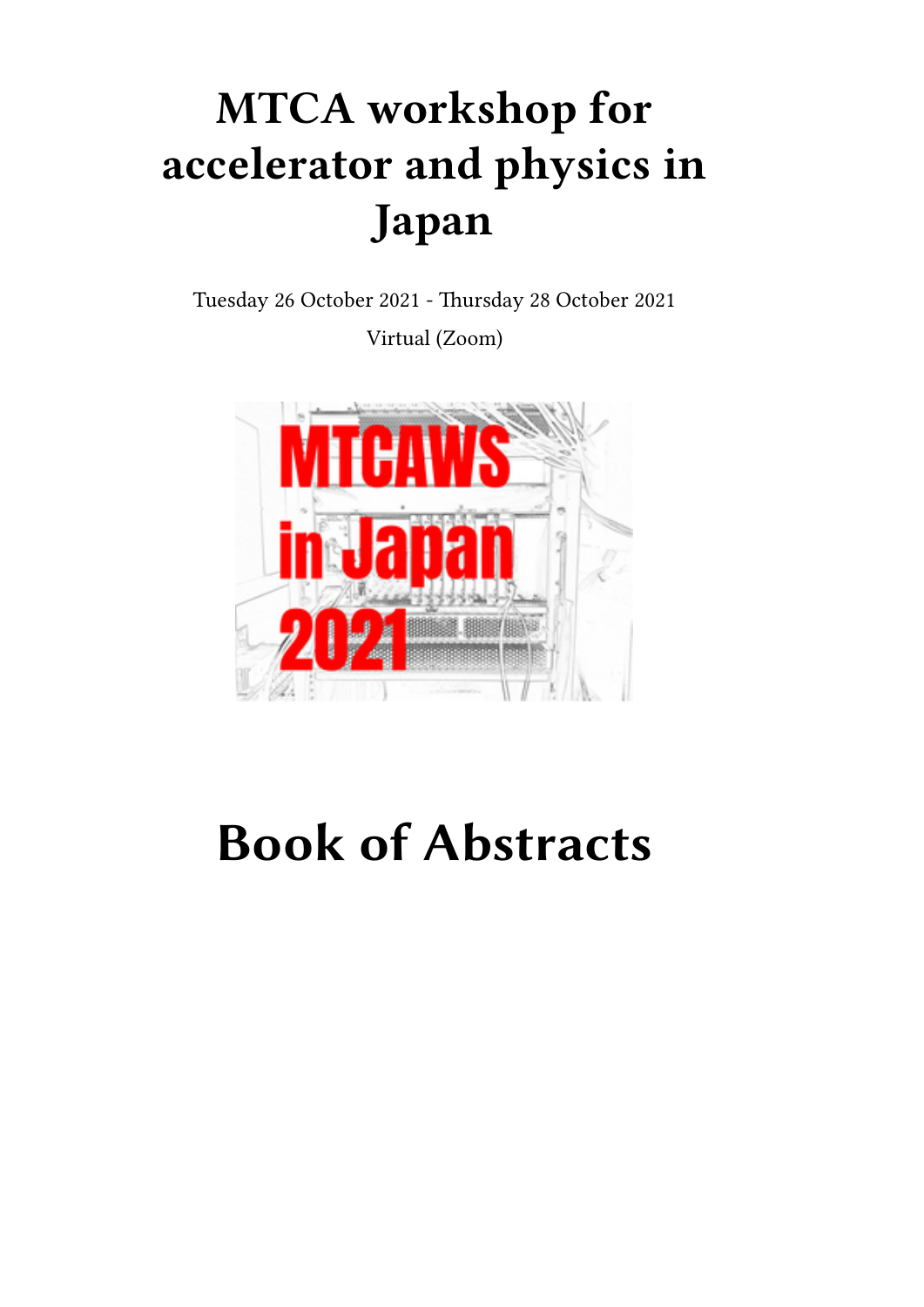# MTCA workshop for accelerator and physics in Japan

Tuesday 26 October 2021 - Thursday 28 October 2021

Virtual (Zoom)

# Book of Abstracts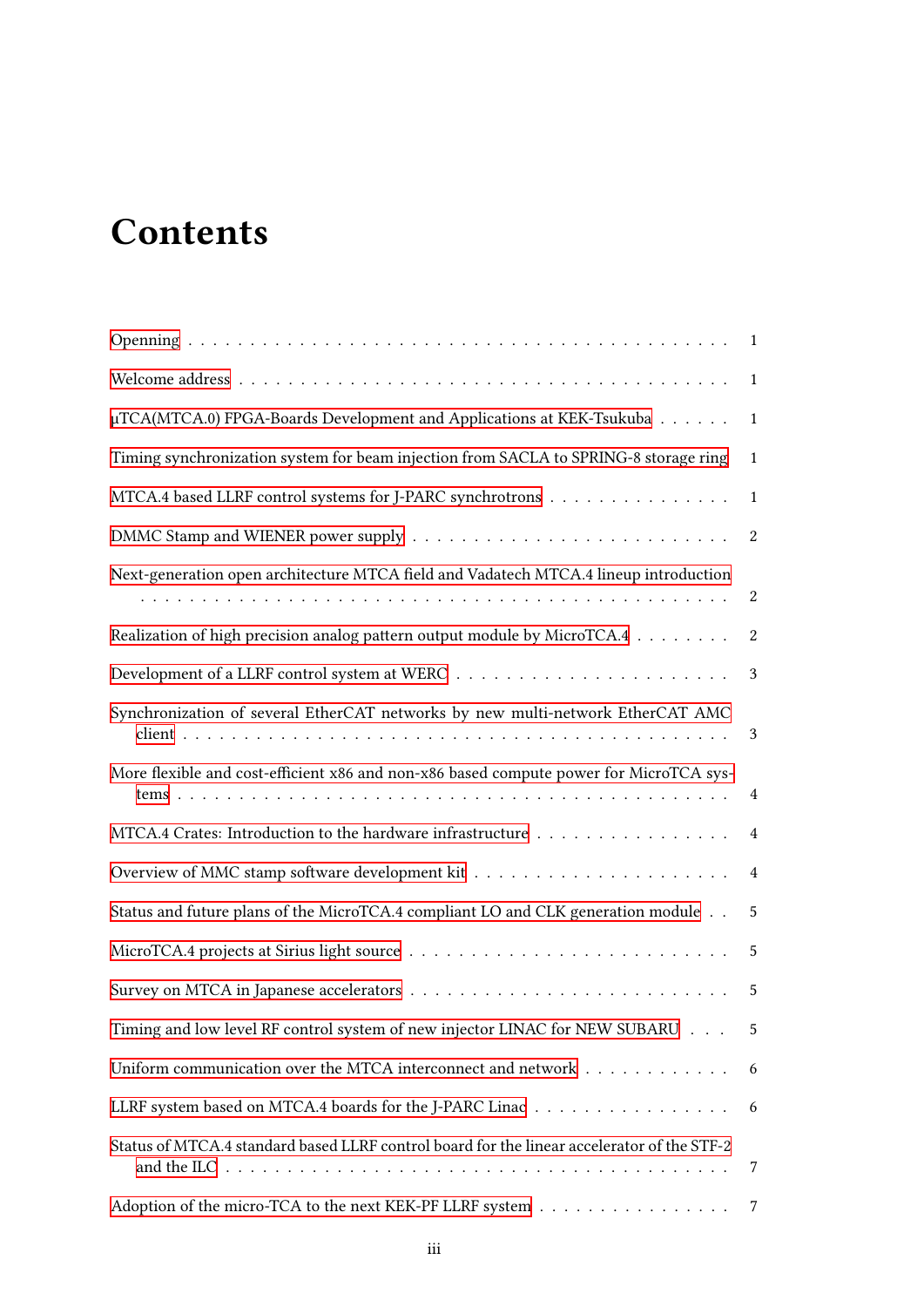# Contents

Openning . . . . . . . . . . . . . . . . . . . . . . . . . . . . . . . . . . . . . . . . . 1

Welcome address . . . . . . . . . . . . . . . . . . . . . . . . . . . . . . . . . . . . . 1

μTCA(MTCA.0) FPGA-Boards Development and Applications at KEK-Tsukuba . . . . . . 1

Timing synchronization system for beam injection from SACLA to SPRING-8 storage ring 1

MTCA.4 based LLRF control systems for J-PARC synchrotrons . . . . . . . . . . . . . . . 1

DMMC Stamp and WIENER power supply . . . . . . . . . . . . . . . . . . . . . . . . . . 2

Next-generation open architecture MTCA field and Vadatech MTCA.4 lineup introduction . . . . . . . . . . . . . . . . . . . . . . . . . . . . . . . . . . . . . . . . . . . . . 2

Realization of high precision analog pattern output module by MicroTCA.4 . . . . . . . . 2

Development of a LLRF control system at WERC . . . . . . . . . . . . . . . . . . . . . . 3

Synchronization of several EtherCAT networks by new multi-network EtherCAT AMC client . . . . . . . . . . . . . . . . . . . . . . . . . . . . . . . . . . . . . . . . . . . 3

More flexible and cost-efficient x86 and non-x86 based compute power for MicroTCA systems . . . . . . . . . . . . . . . . . . . . . . . . . . . . . . . . . . . . . . . . . . 4

MTCA.4 Crates: Introduction to the hardware infrastructure . . . . . . . . . . . . . . . . 4

Overview of MMC stamp software development kit . . . . . . . . . . . . . . . . . . . . . 4

Status and future plans of the MicroTCA.4 compliant LO and CLK generation module . . 5

MicroTCA.4 projects at Sirius light source . . . . . . . . . . . . . . . . . . . . . . . . . 5

Survey on MTCA in Japanese accelerators . . . . . . . . . . . . . . . . . . . . . . . . . 5

Timing and low level RF control system of new injector LINAC for NEW SUBARU . . . 5

Uniform communication over the MTCA interconnect and network . . . . . . . . . . . . 6

LLRF system based on MTCA.4 boards for the J-PARC Linac . . . . . . . . . . . . . . . . 6

Status of MTCA.4 standard based LLRF control board for the linear accelerator of the STF-2 and the ILC . . . . . . . . . . . . . . . . . . . . . . . . . . . . . . . . . . . . . . . 7

Adoption of the micro-TCA to the next KEK-PF LLRF system . . . . . . . . . . . . . . . . 7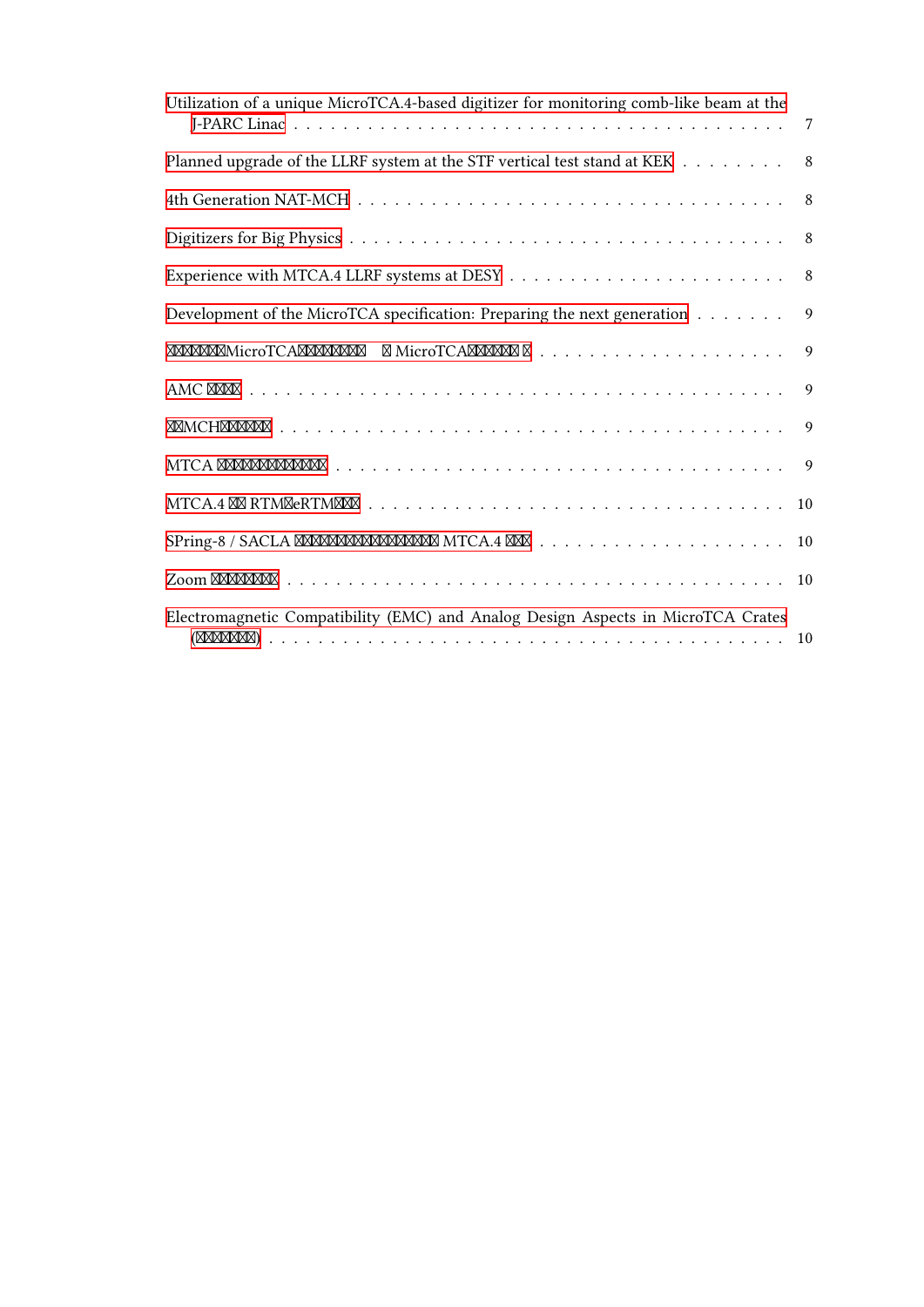Utilization of a unique MicroTCA.4-based digitizer for monitoring comb-like beam at the J-PARC Linac . . . . . . . . . . . . . . . . . . . . . . . . . . . . . . . . . . . . . . . 7

Planned upgrade of the LLRF system at the STF vertical test stand at KEK . . . . . . . . 8

4th Generation NAT-MCH . . . . . . . . . . . . . . . . . . . . . . . . . . . . . . . . . 8

Digitizers for Big Physics . . . . . . . . . . . . . . . . . . . . . . . . . . . . . . . . . 8

Experience with MTCA.4 LLRF systems at DESY . . . . . . . . . . . . . . . . . . . . . . 8

Development of the MicroTCA specification: Preparing the next generation . . . . . . . 9

□□□□□□MicroTCA□□□□□□□　□ MicroTCA□□□□□ □ . . . . . . . . . . . . . . . . . . . . 9

AMC □□□ . . . . . . . . . . . . . . . . . . . . . . . . . . . . . . . . . . . . . . . 9

□□MCH□□□□□ . . . . . . . . . . . . . . . . . . . . . . . . . . . . . . . . . . . . . 9

MTCA □□□□□□□□□□□ . . . . . . . . . . . . . . . . . . . . . . . . . . . . . . . . 9

MTCA.4 □□ RTM□eRTM□□□ . . . . . . . . . . . . . . . . . . . . . . . . . . . . . . . 10

SPring-8 / SACLA □□□□□□□□□□□□□□□□ MTCA.4 □□□ . . . . . . . . . . . . . . . . . . . 10

Zoom □□□□□□□ . . . . . . . . . . . . . . . . . . . . . . . . . . . . . . . . . . . . 10

Electromagnetic Compatibility (EMC) and Analog Design Aspects in MicroTCA Crates (□□□□□□) . . . . . . . . . . . . . . . . . . . . . . . . . . . . . . . . . . . . . . 10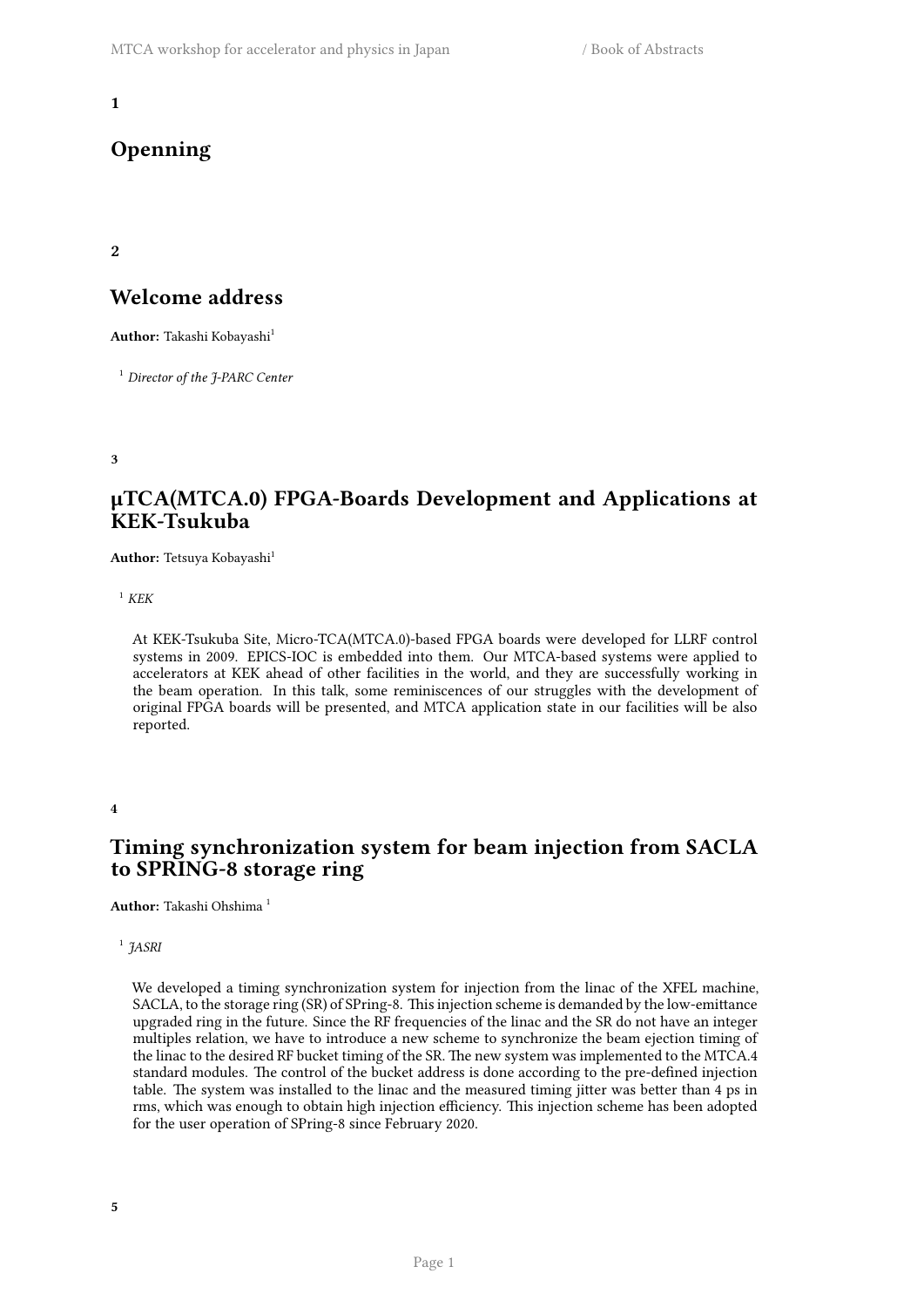**1**

## Openning

**2**

## Welcome address

**Author:** Takashi Kobayashi[1]

[1] *Director of the J-PARC Center*

**3**

## μTCA(MTCA.0) FPGA-Boards Development and Applications at KEK-Tsukuba

**Author:** Tetsuya Kobayashi[1]

[1] *KEK*

At KEK-Tsukuba Site, Micro-TCA(MTCA.0)-based FPGA boards were developed for LLRF control systems in 2009. EPICS-IOC is embedded into them. Our MTCA-based systems were applied to accelerators at KEK ahead of other facilities in the world, and they are successfully working in the beam operation. In this talk, some reminiscences of our struggles with the development of original FPGA boards will be presented, and MTCA application state in our facilities will be also reported.

**4**

## Timing synchronization system for beam injection from SACLA to SPRING-8 storage ring

**Author:** Takashi Ohshima [1]

[1] *JASRI*

We developed a timing synchronization system for injection from the linac of the XFEL machine, SACLA, to the storage ring (SR) of SPring-8. This injection scheme is demanded by the low-emittance upgraded ring in the future. Since the RF frequencies of the linac and the SR do not have an integer multiples relation, we have to introduce a new scheme to synchronize the beam ejection timing of the linac to the desired RF bucket timing of the SR. The new system was implemented to the MTCA.4 standard modules. The control of the bucket address is done according to the pre-defined injection table. The system was installed to the linac and the measured timing jitter was better than 4 ps in rms, which was enough to obtain high injection efficiency. This injection scheme has been adopted for the user operation of SPring-8 since February 2020.

**5**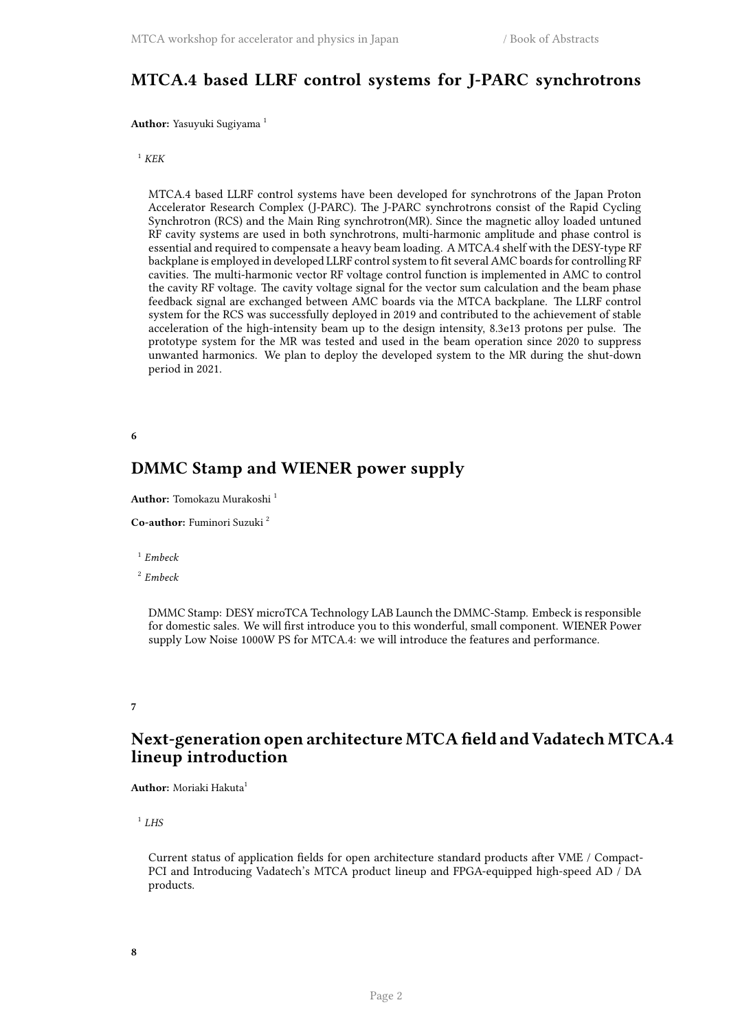## MTCA.4 based LLRF control systems for J-PARC synchrotrons

**Author:** Yasuyuki Sugiyama [1]

[1] *KEK*

MTCA.4 based LLRF control systems have been developed for synchrotrons of the Japan Proton Accelerator Research Complex (J-PARC). The J-PARC synchrotrons consist of the Rapid Cycling Synchrotron (RCS) and the Main Ring synchrotron(MR). Since the magnetic alloy loaded untuned RF cavity systems are used in both synchrotrons, multi-harmonic amplitude and phase control is essential and required to compensate a heavy beam loading. A MTCA.4 shelf with the DESY-type RF backplane is employed in developed LLRF control system to fit several AMC boards for controlling RF cavities. The multi-harmonic vector RF voltage control function is implemented in AMC to control the cavity RF voltage. The cavity voltage signal for the vector sum calculation and the beam phase feedback signal are exchanged between AMC boards via the MTCA backplane. The LLRF control system for the RCS was successfully deployed in 2019 and contributed to the achievement of stable acceleration of the high-intensity beam up to the design intensity, 8.3e13 protons per pulse. The prototype system for the MR was tested and used in the beam operation since 2020 to suppress unwanted harmonics. We plan to deploy the developed system to the MR during the shut-down period in 2021.

**6**

## DMMC Stamp and WIENER power supply

**Author:** Tomokazu Murakoshi [1]

**Co-author:** Fuminori Suzuki [2]

[1] *Embeck*

[2] *Embeck*

DMMC Stamp: DESY microTCA Technology LAB Launch the DMMC-Stamp. Embeck is responsible for domestic sales. We will first introduce you to this wonderful, small component. WIENER Power supply Low Noise 1000W PS for MTCA.4: we will introduce the features and performance.

**7**

## Next-generation open architecture MTCA field and Vadatech MTCA.4 lineup introduction

**Author:** Moriaki Hakuta[1]

[1] *LHS*

Current status of application fields for open architecture standard products after VME / Compact-PCI and Introducing Vadatech's MTCA product lineup and FPGA-equipped high-speed AD / DA products.

**8**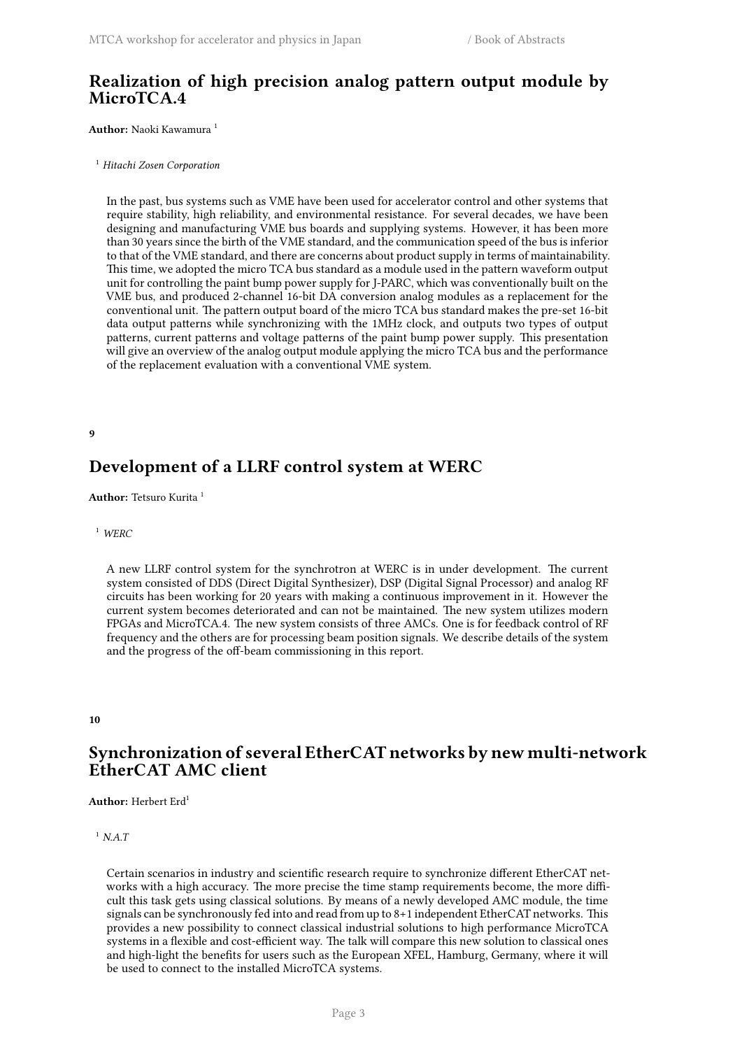## Realization of high precision analog pattern output module by MicroTCA.4

**Author:** Naoki Kawamura [1]

[1] *Hitachi Zosen Corporation*

In the past, bus systems such as VME have been used for accelerator control and other systems that require stability, high reliability, and environmental resistance. For several decades, we have been designing and manufacturing VME bus boards and supplying systems. However, it has been more than 30 years since the birth of the VME standard, and the communication speed of the bus is inferior to that of the VME standard, and there are concerns about product supply in terms of maintainability. This time, we adopted the micro TCA bus standard as a module used in the pattern waveform output unit for controlling the paint bump power supply for J-PARC, which was conventionally built on the VME bus, and produced 2-channel 16-bit DA conversion analog modules as a replacement for the conventional unit. The pattern output board of the micro TCA bus standard makes the pre-set 16-bit data output patterns while synchronizing with the 1MHz clock, and outputs two types of output patterns, current patterns and voltage patterns of the paint bump power supply. This presentation will give an overview of the analog output module applying the micro TCA bus and the performance of the replacement evaluation with a conventional VME system.

**9**

## Development of a LLRF control system at WERC

**Author:** Tetsuro Kurita [1]

[1] *WERC*

A new LLRF control system for the synchrotron at WERC is in under development. The current system consisted of DDS (Direct Digital Synthesizer), DSP (Digital Signal Processor) and analog RF circuits has been working for 20 years with making a continuous improvement in it. However the current system becomes deteriorated and can not be maintained. The new system utilizes modern FPGAs and MicroTCA.4. The new system consists of three AMCs. One is for feedback control of RF frequency and the others are for processing beam position signals. We describe details of the system and the progress of the off-beam commissioning in this report.

**10**

## Synchronization of several EtherCAT networks by new multi-network EtherCAT AMC client

**Author:** Herbert Erd[1]

[1] *N.A.T*

Certain scenarios in industry and scientific research require to synchronize different EtherCAT networks with a high accuracy. The more precise the time stamp requirements become, the more difficult this task gets using classical solutions. By means of a newly developed AMC module, the time signals can be synchronously fed into and read from up to 8+1 independent EtherCAT networks. This provides a new possibility to connect classical industrial solutions to high performance MicroTCA systems in a flexible and cost-efficient way. The talk will compare this new solution to classical ones and high-light the benefits for users such as the European XFEL, Hamburg, Germany, where it will be used to connect to the installed MicroTCA systems.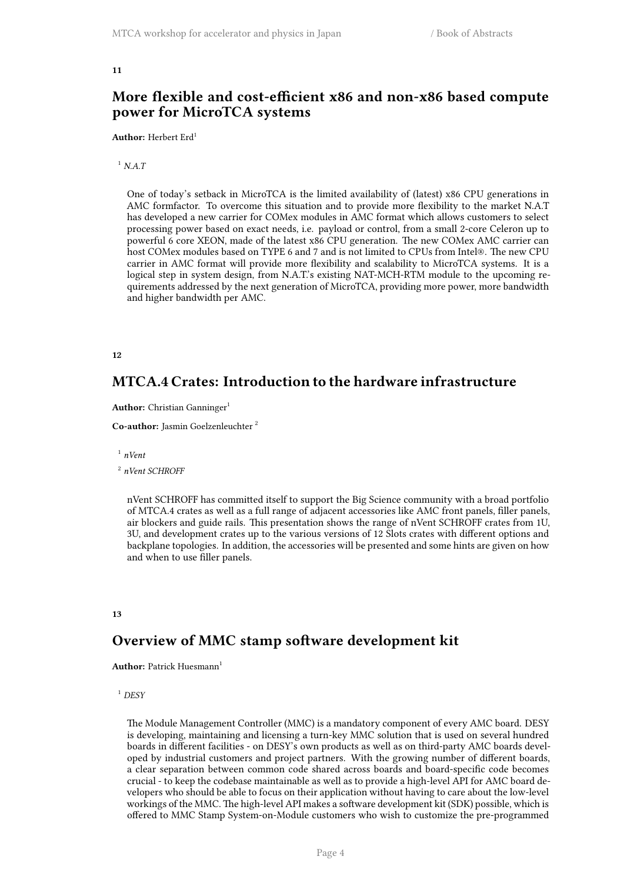**11**

## More flexible and cost-efficient x86 and non-x86 based compute power for MicroTCA systems

**Author:** Herbert Erd[1]

[1] *N.A.T*

One of today's setback in MicroTCA is the limited availability of (latest) x86 CPU generations in AMC formfactor. To overcome this situation and to provide more flexibility to the market N.A.T has developed a new carrier for COMex modules in AMC format which allows customers to select processing power based on exact needs, i.e. payload or control, from a small 2-core Celeron up to powerful 6 core XEON, made of the latest x86 CPU generation. The new COMex AMC carrier can host COMex modules based on TYPE 6 and 7 and is not limited to CPUs from Intel®. The new CPU carrier in AMC format will provide more flexibility and scalability to MicroTCA systems. It is a logical step in system design, from N.A.T.'s existing NAT-MCH-RTM module to the upcoming requirements addressed by the next generation of MicroTCA, providing more power, more bandwidth and higher bandwidth per AMC.

**12**

## MTCA.4 Crates: Introduction to the hardware infrastructure

**Author:** Christian Ganninger[1]

**Co-author:** Jasmin Goelzenleuchter [2]

[1] *nVent*

[2] *nVent SCHROFF*

nVent SCHROFF has committed itself to support the Big Science community with a broad portfolio of MTCA.4 crates as well as a full range of adjacent accessories like AMC front panels, filler panels, air blockers and guide rails. This presentation shows the range of nVent SCHROFF crates from 1U, 3U, and development crates up to the various versions of 12 Slots crates with different options and backplane topologies. In addition, the accessories will be presented and some hints are given on how and when to use filler panels.

**13**

## Overview of MMC stamp software development kit

**Author:** Patrick Huesmann[1]

[1] *DESY*

The Module Management Controller (MMC) is a mandatory component of every AMC board. DESY is developing, maintaining and licensing a turn-key MMC solution that is used on several hundred boards in different facilities - on DESY's own products as well as on third-party AMC boards developed by industrial customers and project partners. With the growing number of different boards, a clear separation between common code shared across boards and board-specific code becomes crucial - to keep the codebase maintainable as well as to provide a high-level API for AMC board developers who should be able to focus on their application without having to care about the low-level workings of the MMC. The high-level API makes a software development kit (SDK) possible, which is offered to MMC Stamp System-on-Module customers who wish to customize the pre-programmed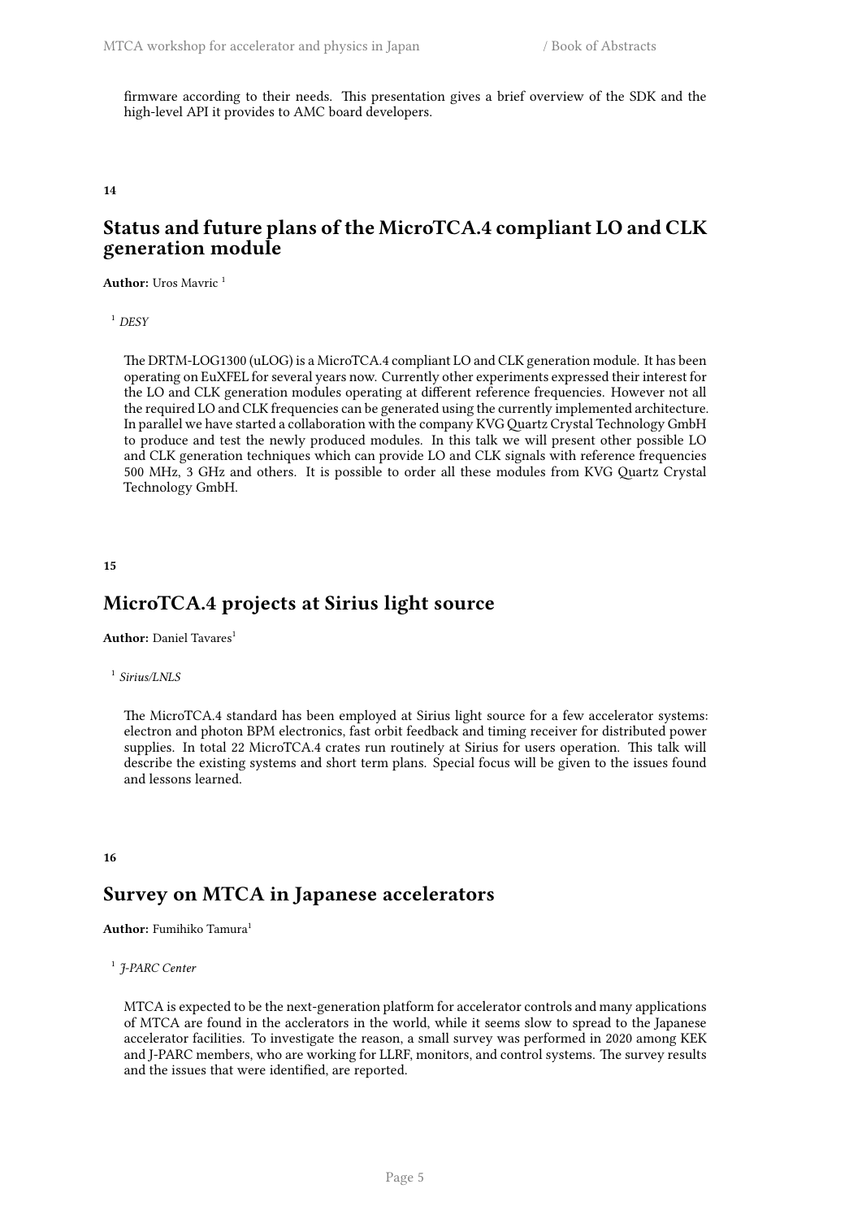firmware according to their needs. This presentation gives a brief overview of the SDK and the high-level API it provides to AMC board developers.

**14**

## Status and future plans of the MicroTCA.4 compliant LO and CLK generation module

**Author:** Uros Mavric [1]

[1] *DESY*

The DRTM-LOG1300 (uLOG) is a MicroTCA.4 compliant LO and CLK generation module. It has been operating on EuXFEL for several years now. Currently other experiments expressed their interest for the LO and CLK generation modules operating at different reference frequencies. However not all the required LO and CLK frequencies can be generated using the currently implemented architecture. In parallel we have started a collaboration with the company KVG Quartz Crystal Technology GmbH to produce and test the newly produced modules. In this talk we will present other possible LO and CLK generation techniques which can provide LO and CLK signals with reference frequencies 500 MHz, 3 GHz and others. It is possible to order all these modules from KVG Quartz Crystal Technology GmbH.

**15**

## MicroTCA.4 projects at Sirius light source

**Author:** Daniel Tavares[1]

[1] *Sirius/LNLS*

The MicroTCA.4 standard has been employed at Sirius light source for a few accelerator systems: electron and photon BPM electronics, fast orbit feedback and timing receiver for distributed power supplies. In total 22 MicroTCA.4 crates run routinely at Sirius for users operation. This talk will describe the existing systems and short term plans. Special focus will be given to the issues found and lessons learned.

**16**

## Survey on MTCA in Japanese accelerators

**Author:** Fumihiko Tamura[1]

[1] *J-PARC Center*

MTCA is expected to be the next-generation platform for accelerator controls and many applications of MTCA are found in the acclerators in the world, while it seems slow to spread to the Japanese accelerator facilities. To investigate the reason, a small survey was performed in 2020 among KEK and J-PARC members, who are working for LLRF, monitors, and control systems. The survey results and the issues that were identified, are reported.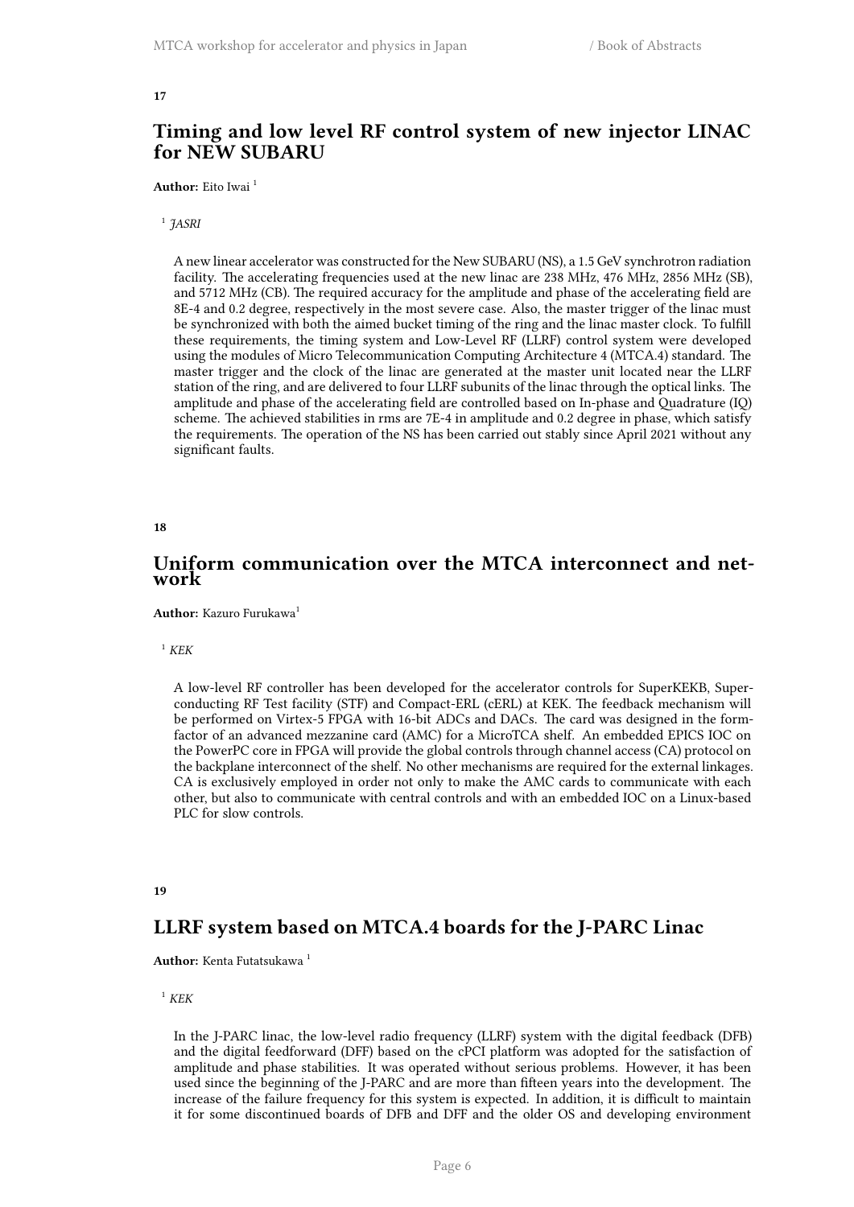**17**

## Timing and low level RF control system of new injector LINAC for NEW SUBARU

**Author:** Eito Iwai [1]

[1] *JASRI*

A new linear accelerator was constructed for the New SUBARU (NS), a 1.5 GeV synchrotron radiation facility. The accelerating frequencies used at the new linac are 238 MHz, 476 MHz, 2856 MHz (SB), and 5712 MHz (CB). The required accuracy for the amplitude and phase of the accelerating field are 8E-4 and 0.2 degree, respectively in the most severe case. Also, the master trigger of the linac must be synchronized with both the aimed bucket timing of the ring and the linac master clock. To fulfill these requirements, the timing system and Low-Level RF (LLRF) control system were developed using the modules of Micro Telecommunication Computing Architecture 4 (MTCA.4) standard. The master trigger and the clock of the linac are generated at the master unit located near the LLRF station of the ring, and are delivered to four LLRF subunits of the linac through the optical links. The amplitude and phase of the accelerating field are controlled based on In-phase and Quadrature (IQ) scheme. The achieved stabilities in rms are 7E-4 in amplitude and 0.2 degree in phase, which satisfy the requirements. The operation of the NS has been carried out stably since April 2021 without any significant faults.

**18**

## Uniform communication over the MTCA interconnect and network

**Author:** Kazuro Furukawa[1]

[1] *KEK*

A low-level RF controller has been developed for the accelerator controls for SuperKEKB, Superconducting RF Test facility (STF) and Compact-ERL (cERL) at KEK. The feedback mechanism will be performed on Virtex-5 FPGA with 16-bit ADCs and DACs. The card was designed in the form-factor of an advanced mezzanine card (AMC) for a MicroTCA shelf. An embedded EPICS IOC on the PowerPC core in FPGA will provide the global controls through channel access (CA) protocol on the backplane interconnect of the shelf. No other mechanisms are required for the external linkages. CA is exclusively employed in order not only to make the AMC cards to communicate with each other, but also to communicate with central controls and with an embedded IOC on a Linux-based PLC for slow controls.

**19**

## LLRF system based on MTCA.4 boards for the J-PARC Linac

**Author:** Kenta Futatsukawa [1]

[1] *KEK*

In the J-PARC linac, the low-level radio frequency (LLRF) system with the digital feedback (DFB) and the digital feedforward (DFF) based on the cPCI platform was adopted for the satisfaction of amplitude and phase stabilities. It was operated without serious problems. However, it has been used since the beginning of the J-PARC and are more than fifteen years into the development. The increase of the failure frequency for this system is expected. In addition, it is difficult to maintain it for some discontinued boards of DFB and DFF and the older OS and developing environment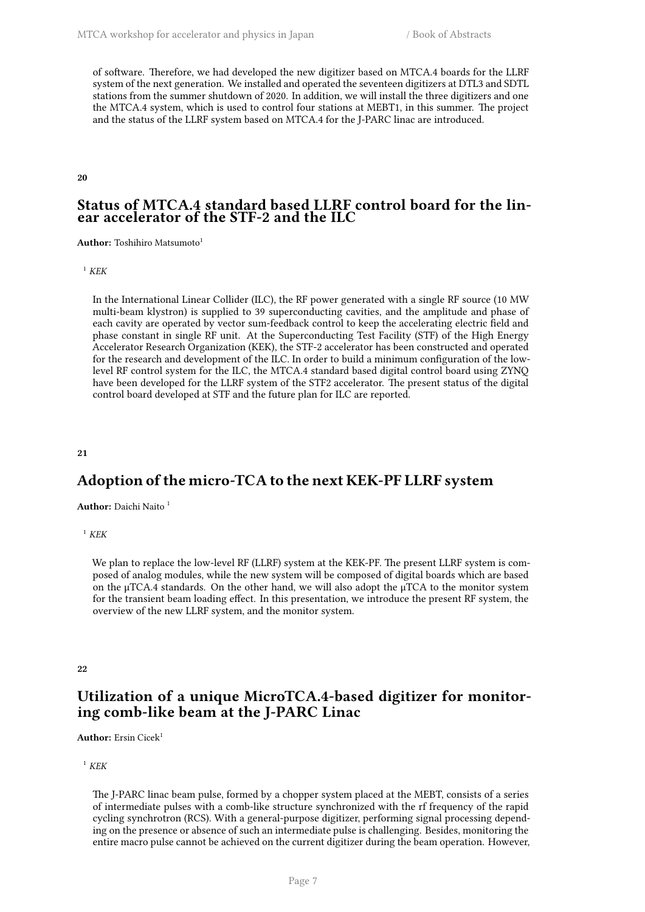of software. Therefore, we had developed the new digitizer based on MTCA.4 boards for the LLRF system of the next generation. We installed and operated the seventeen digitizers at DTL3 and SDTL stations from the summer shutdown of 2020. In addition, we will install the three digitizers and one the MTCA.4 system, which is used to control four stations at MEBT1, in this summer. The project and the status of the LLRF system based on MTCA.4 for the J-PARC linac are introduced.

**20**

## Status of MTCA.4 standard based LLRF control board for the linear accelerator of the STF-2 and the ILC

**Author:** Toshihiro Matsumoto[1]

[1] *KEK*

In the International Linear Collider (ILC), the RF power generated with a single RF source (10 MW multi-beam klystron) is supplied to 39 superconducting cavities, and the amplitude and phase of each cavity are operated by vector sum-feedback control to keep the accelerating electric field and phase constant in single RF unit. At the Superconducting Test Facility (STF) of the High Energy Accelerator Research Organization (KEK), the STF-2 accelerator has been constructed and operated for the research and development of the ILC. In order to build a minimum configuration of the low-level RF control system for the ILC, the MTCA.4 standard based digital control board using ZYNQ have been developed for the LLRF system of the STF2 accelerator. The present status of the digital control board developed at STF and the future plan for ILC are reported.

**21**

## Adoption of the micro-TCA to the next KEK-PF LLRF system

**Author:** Daichi Naito [1]

[1] *KEK*

We plan to replace the low-level RF (LLRF) system at the KEK-PF. The present LLRF system is composed of analog modules, while the new system will be composed of digital boards which are based on the µTCA.4 standards. On the other hand, we will also adopt the µTCA to the monitor system for the transient beam loading effect. In this presentation, we introduce the present RF system, the overview of the new LLRF system, and the monitor system.

**22**

## Utilization of a unique MicroTCA.4-based digitizer for monitoring comb-like beam at the J-PARC Linac

**Author:** Ersin Cicek[1]

[1] *KEK*

The J-PARC linac beam pulse, formed by a chopper system placed at the MEBT, consists of a series of intermediate pulses with a comb-like structure synchronized with the rf frequency of the rapid cycling synchrotron (RCS). With a general-purpose digitizer, performing signal processing depending on the presence or absence of such an intermediate pulse is challenging. Besides, monitoring the entire macro pulse cannot be achieved on the current digitizer during the beam operation. However,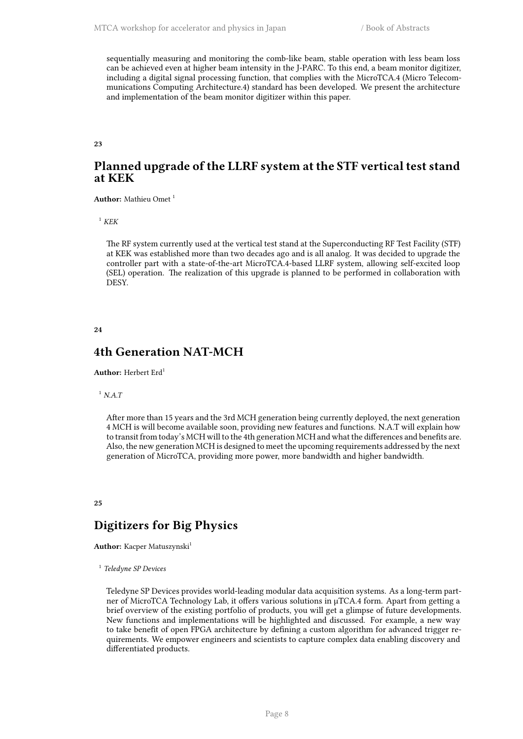sequentially measuring and monitoring the comb-like beam, stable operation with less beam loss can be achieved even at higher beam intensity in the J-PARC. To this end, a beam monitor digitizer, including a digital signal processing function, that complies with the MicroTCA.4 (Micro Telecommunications Computing Architecture.4) standard has been developed. We present the architecture and implementation of the beam monitor digitizer within this paper.

**23**

## Planned upgrade of the LLRF system at the STF vertical test stand at KEK

**Author:** Mathieu Omet [1]

[1] *KEK*

The RF system currently used at the vertical test stand at the Superconducting RF Test Facility (STF) at KEK was established more than two decades ago and is all analog. It was decided to upgrade the controller part with a state-of-the-art MicroTCA.4-based LLRF system, allowing self-excited loop (SEL) operation. The realization of this upgrade is planned to be performed in collaboration with DESY.

**24**

## 4th Generation NAT-MCH

**Author:** Herbert Erd[1]

[1] *N.A.T*

After more than 15 years and the 3rd MCH generation being currently deployed, the next generation 4 MCH is will become available soon, providing new features and functions. N.A.T will explain how to transit from today's MCH will to the 4th generation MCH and what the differences and benefits are. Also, the new generation MCH is designed to meet the upcoming requirements addressed by the next generation of MicroTCA, providing more power, more bandwidth and higher bandwidth.

**25**

## Digitizers for Big Physics

**Author:** Kacper Matuszynski[1]

[1] *Teledyne SP Devices*

Teledyne SP Devices provides world-leading modular data acquisition systems. As a long-term partner of MicroTCA Technology Lab, it offers various solutions in μTCA.4 form. Apart from getting a brief overview of the existing portfolio of products, you will get a glimpse of future developments. New functions and implementations will be highlighted and discussed. For example, a new way to take benefit of open FPGA architecture by defining a custom algorithm for advanced trigger requirements. We empower engineers and scientists to capture complex data enabling discovery and differentiated products.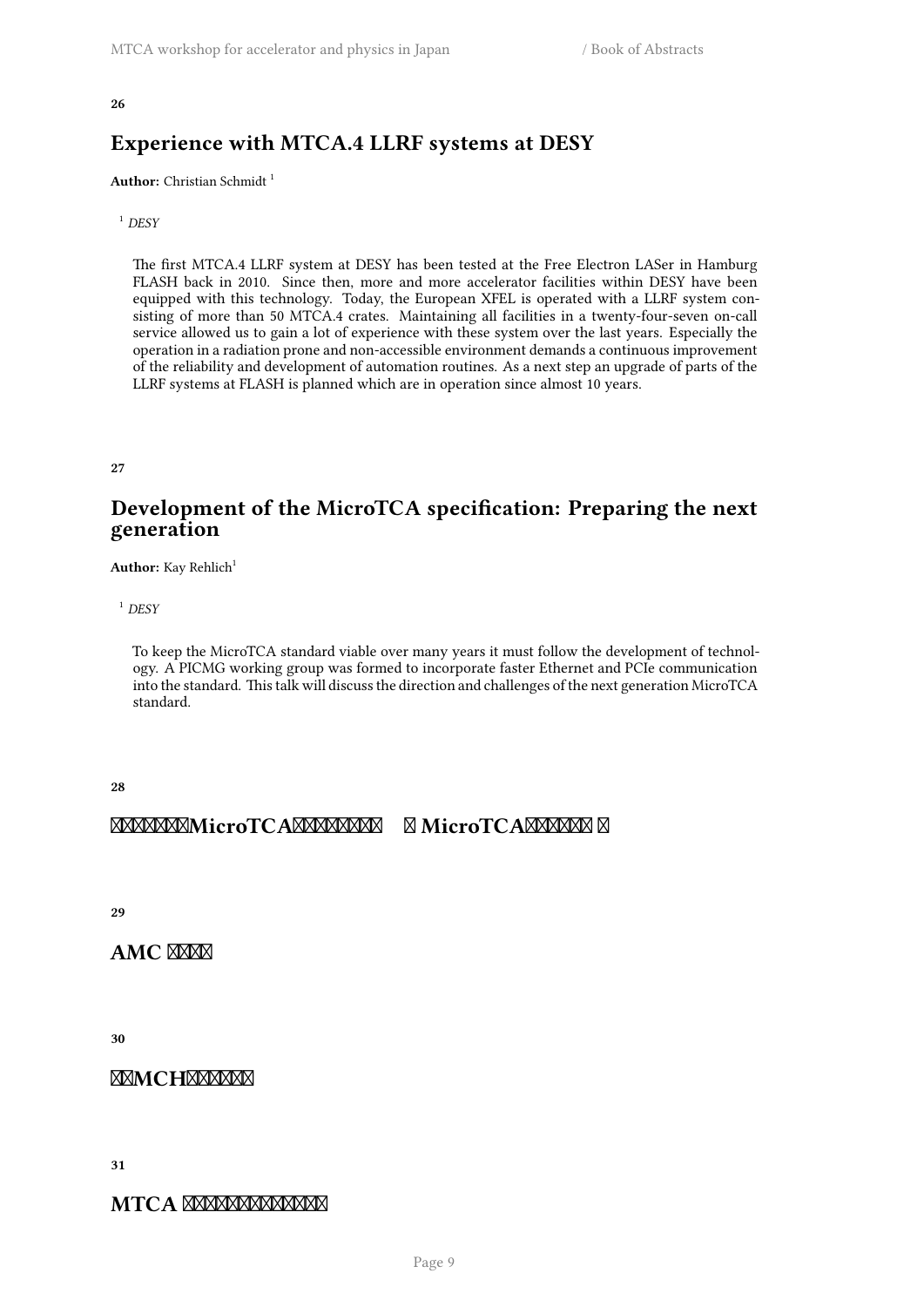**26**

## Experience with MTCA.4 LLRF systems at DESY

**Author:** Christian Schmidt [1]

[1] *DESY*

The first MTCA.4 LLRF system at DESY has been tested at the Free Electron LASer in Hamburg FLASH back in 2010. Since then, more and more accelerator facilities within DESY have been equipped with this technology. Today, the European XFEL is operated with a LLRF system consisting of more than 50 MTCA.4 crates. Maintaining all facilities in a twenty-four-seven on-call service allowed us to gain a lot of experience with these system over the last years. Especially the operation in a radiation prone and non-accessible environment demands a continuous improvement of the reliability and development of automation routines. As a next step an upgrade of parts of the LLRF systems at FLASH is planned which are in operation since almost 10 years.

**27**

## Development of the MicroTCA specification: Preparing the next generation

**Author:** Kay Rehlich[1]

[1] *DESY*

To keep the MicroTCA standard viable over many years it must follow the development of technology. A PICMG working group was formed to incorporate faster Ethernet and PCIe communication into the standard. This talk will discuss the direction and challenges of the next generation MicroTCA standard.

**28**

## ☒☒☒☒☒☒MicroTCA☒☒☒☒☒☒☒ ☒ MicroTCA☒☒☒☒☒☒ ☒

**29**

## AMC ☒☒☒☒

**30**

## ☒☒MCH☒☒☒☒☒☒

**31**

## MTCA ☒☒☒☒☒☒☒☒☒☒☒☒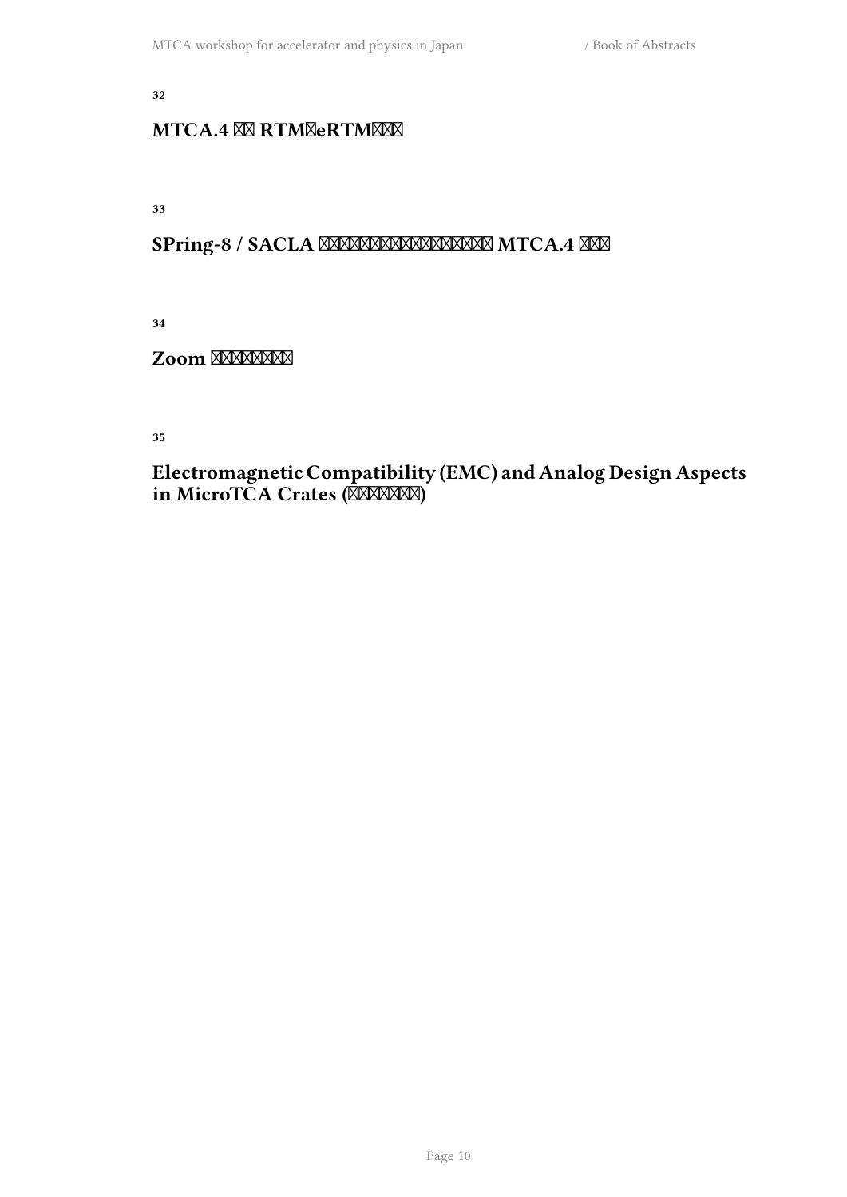**32**

## MTCA.4 ⌧⌧ RTM⌧eRTM⌧⌧⌧

**33**

## SPring-8 / SACLA ⌧⌧⌧⌧⌧⌧⌧⌧⌧⌧⌧⌧⌧⌧⌧ MTCA.4 ⌧⌧⌧

**34**

## Zoom ⌧⌧⌧⌧⌧⌧⌧⌧

**35**

## Electromagnetic Compatibility (EMC) and Analog Design Aspects in MicroTCA Crates (⌧⌧⌧⌧⌧⌧)